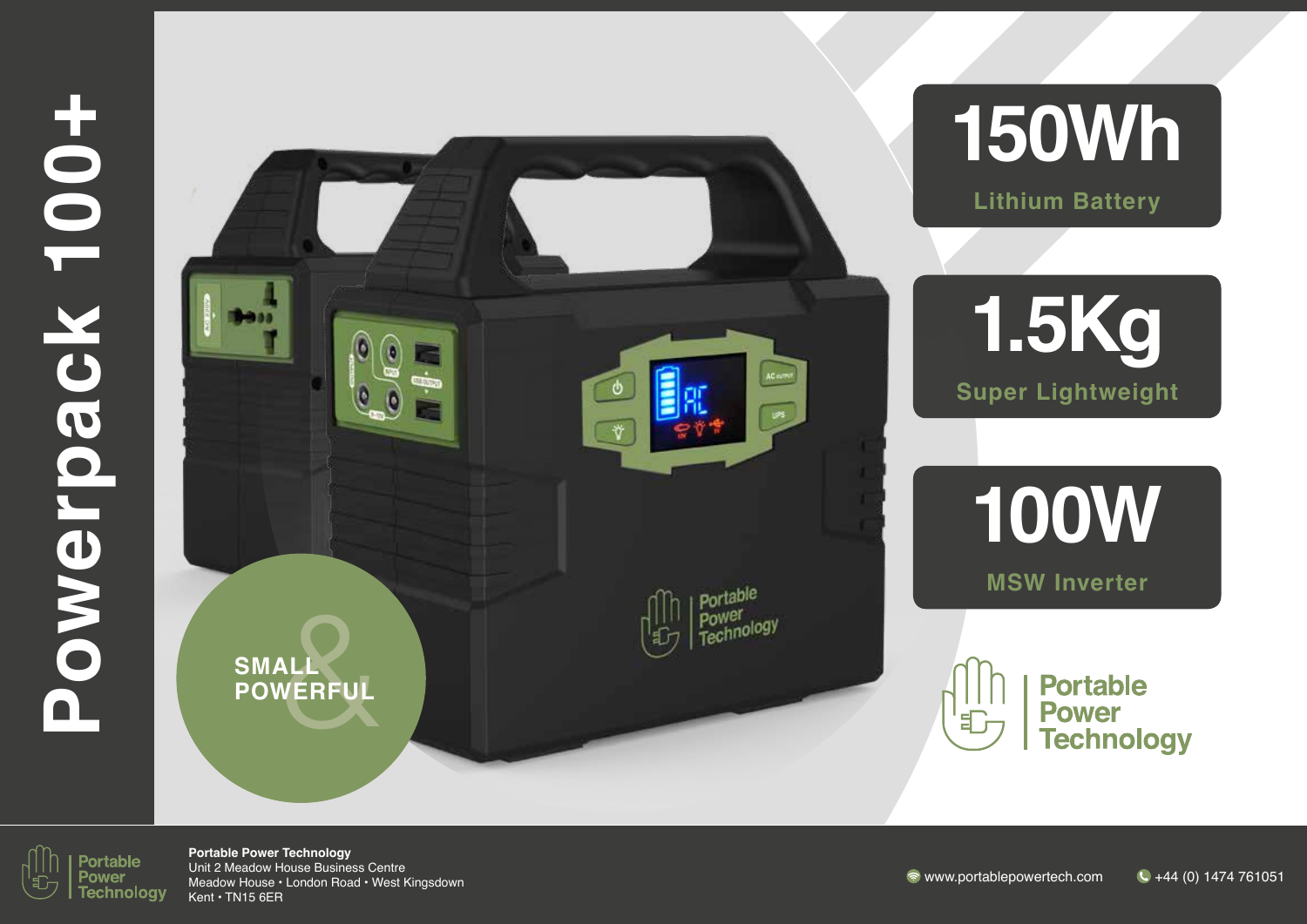# Powerpack 100+

SMALL & POWERFUL

## 150Wh

Lithium Battery

## 1.5Kg

Super Lightweight

## 100W

MSW Inverter

Portable Power Technology

**Portable Power Technology**
Unit 2 Meadow House Business Centre
Meadow House • London Road • West Kingsdown
Kent • TN15 6ER

www.portablepowertech.com

+44 (0) 1474 761051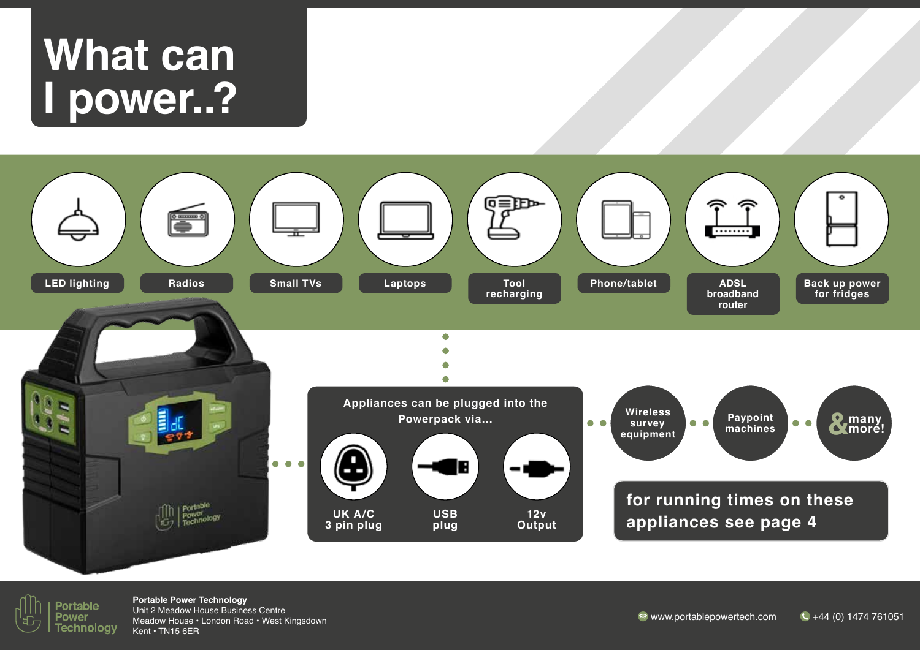# What can I power..?

- LED lighting
- Radios
- Small TVs
- Laptops
- Tool recharging
- Phone/tablet
- ADSL broadband router
- Back up power for fridges

Appliances can be plugged into the Powerpack via...

- UK A/C 3 pin plug
- USB plug
- 12v Output

- Wireless survey equipment
- Paypoint machines
- & many more!

**for running times on these appliances see page 4**

**Portable Power Technology**
Unit 2 Meadow House Business Centre
Meadow House • London Road • West Kingsdown
Kent • TN15 6ER

www.portablepowertech.com

+44 (0) 1474 761051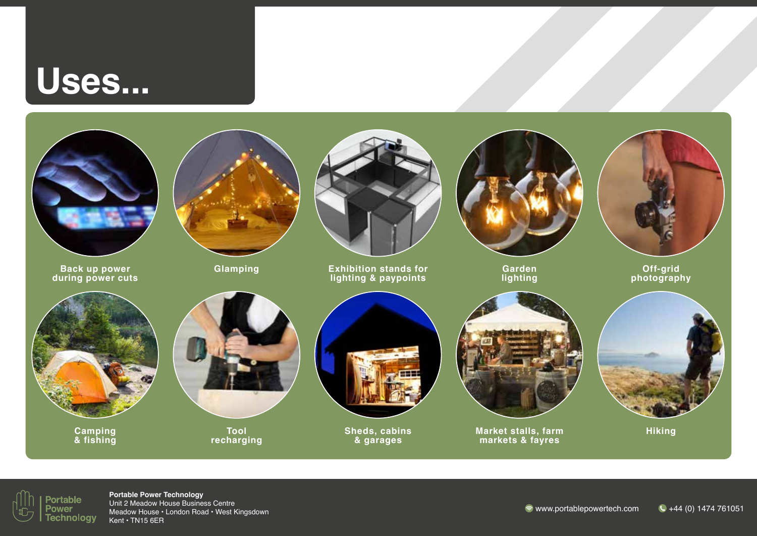# Uses...

- Back up power during power cuts
- Glamping
- Exhibition stands for lighting & paypoints
- Garden lighting
- Off-grid photography
- Camping & fishing
- Tool recharging
- Sheds, cabins & garages
- Market stalls, farm markets & fayres
- Hiking

**Portable Power Technology**
Unit 2 Meadow House Business Centre
Meadow House • London Road • West Kingsdown
Kent • TN15 6ER

www.portablepowertech.com

+44 (0) 1474 761051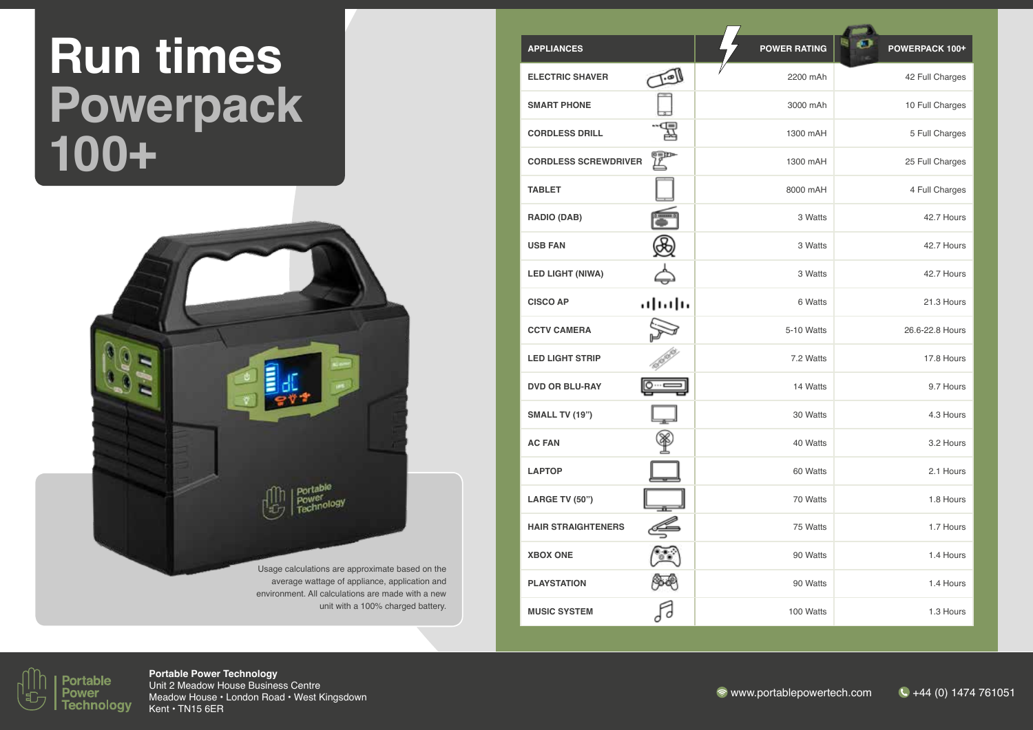# Run times Powerpack 100+

| APPLIANCES | POWER RATING | POWERPACK 100+ |
|---|---|---|
| ELECTRIC SHAVER | 2200 mAh | 42 Full Charges |
| SMART PHONE | 3000 mAh | 10 Full Charges |
| CORDLESS DRILL | 1300 mAH | 5 Full Charges |
| CORDLESS SCREWDRIVER | 1300 mAH | 25 Full Charges |
| TABLET | 8000 mAH | 4 Full Charges |
| RADIO (DAB) | 3 Watts | 42.7 Hours |
| USB FAN | 3 Watts | 42.7 Hours |
| LED LIGHT (NIWA) | 3 Watts | 42.7 Hours |
| CISCO AP | 6 Watts | 21.3 Hours |
| CCTV CAMERA | 5-10 Watts | 26.6-22.8 Hours |
| LED LIGHT STRIP | 7.2 Watts | 17.8 Hours |
| DVD OR BLU-RAY | 14 Watts | 9.7 Hours |
| SMALL TV (19") | 30 Watts | 4.3 Hours |
| AC FAN | 40 Watts | 3.2 Hours |
| LAPTOP | 60 Watts | 2.1 Hours |
| LARGE TV (50") | 70 Watts | 1.8 Hours |
| HAIR STRAIGHTENERS | 75 Watts | 1.7 Hours |
| XBOX ONE | 90 Watts | 1.4 Hours |
| PLAYSTATION | 90 Watts | 1.4 Hours |
| MUSIC SYSTEM | 100 Watts | 1.3 Hours |

Usage calculations are approximate based on the average wattage of appliance, application and environment. All calculations are made with a new unit with a 100% charged battery.

**Portable Power Technology**
Unit 2 Meadow House Business Centre
Meadow House • London Road • West Kingsdown
Kent • TN15 6ER

www.portablepowertech.com

+44 (0) 1474 761051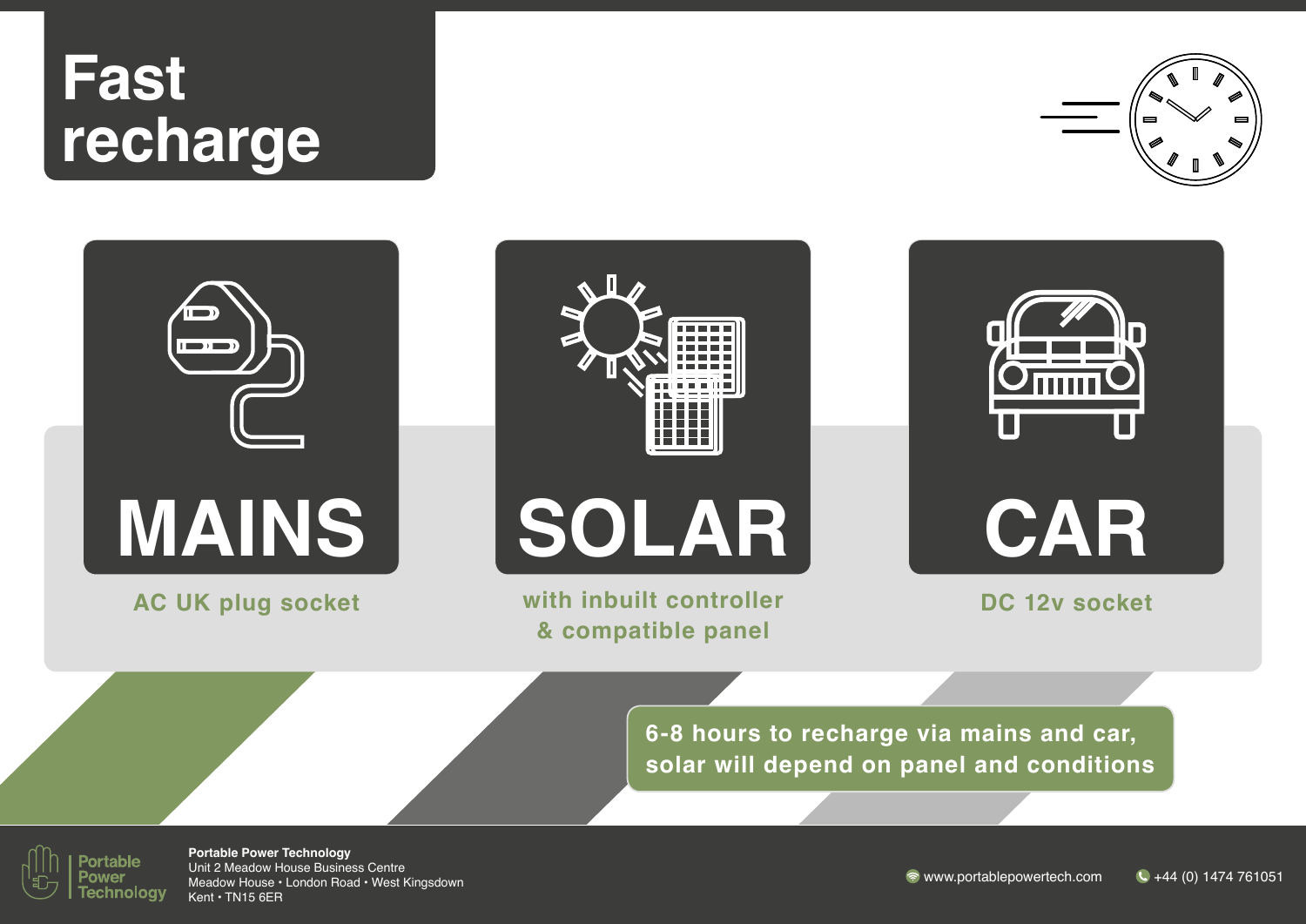# Fast recharge

## MAINS

AC UK plug socket

## SOLAR

with inbuilt controller & compatible panel

## CAR

DC 12v socket

**6-8 hours to recharge via mains and car, solar will depend on panel and conditions**

Portable Power Technology

**Portable Power Technology**
Unit 2 Meadow House Business Centre
Meadow House • London Road • West Kingsdown
Kent • TN15 6ER

www.portablepowertech.com

+44 (0) 1474 761051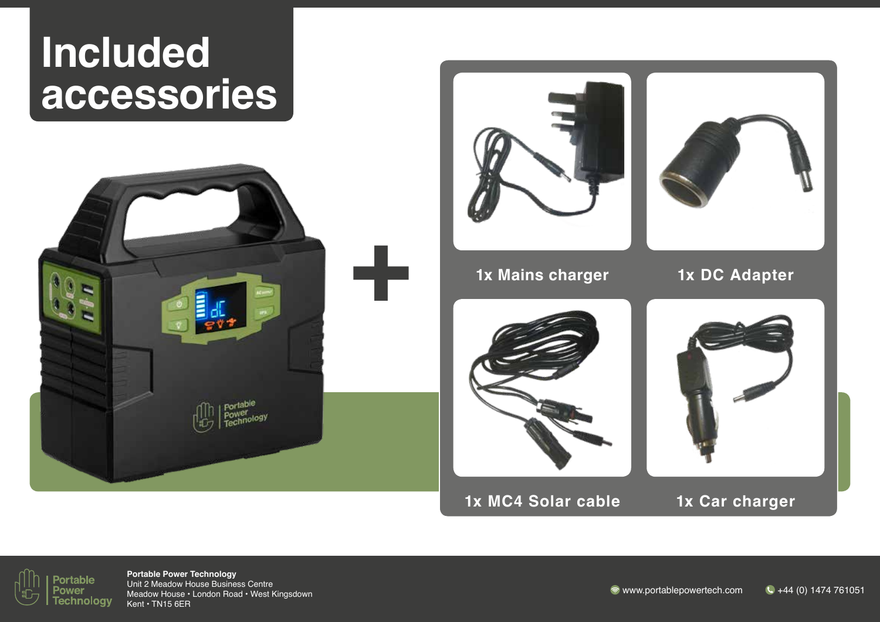# Included accessories

- 1x Mains charger
- 1x DC Adapter
- 1x MC4 Solar cable
- 1x Car charger

**Portable Power Technology**
Unit 2 Meadow House Business Centre
Meadow House • London Road • West Kingsdown
Kent • TN15 6ER

www.portablepowertech.com

+44 (0) 1474 761051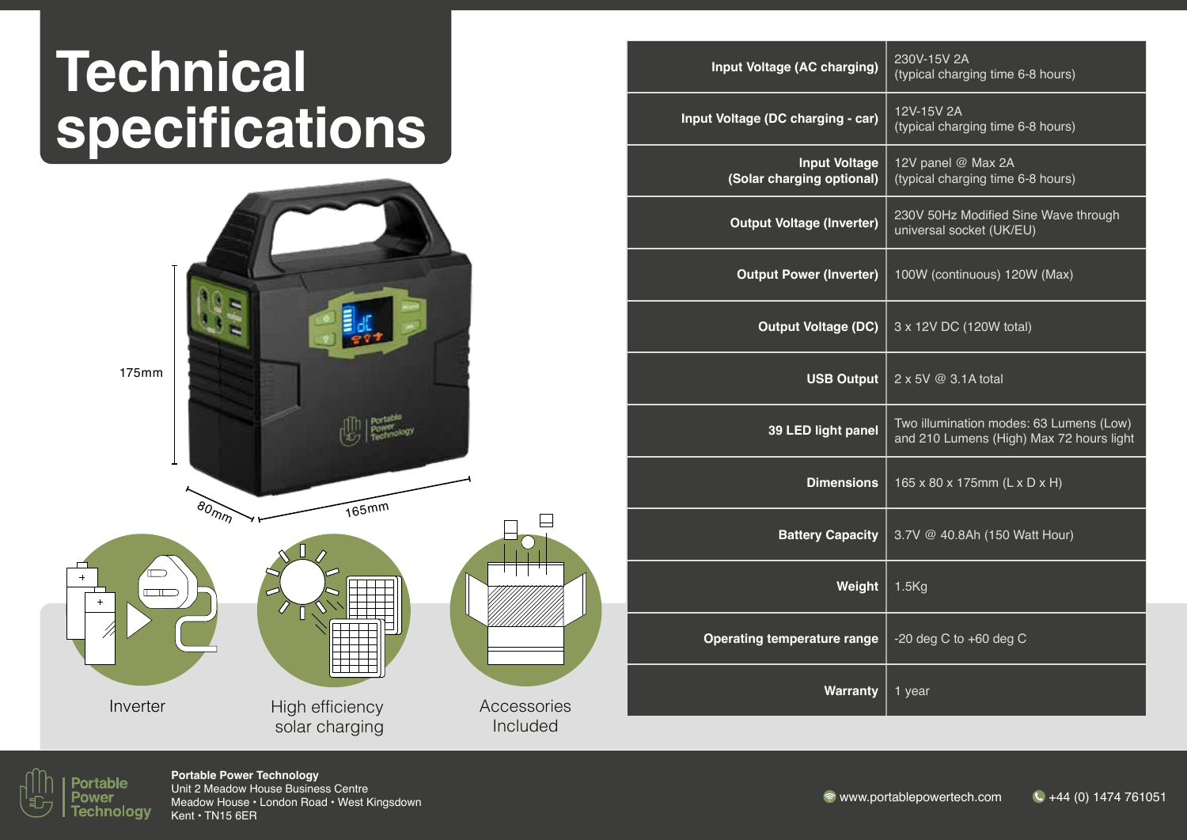# Technical specifications

175mm

80mm

165mm

Inverter

High efficiency solar charging

Accessories Included

| | |
|---|---|
| **Input Voltage (AC charging)** | 230V-15V 2A (typical charging time 6-8 hours) |
| **Input Voltage (DC charging - car)** | 12V-15V 2A (typical charging time 6-8 hours) |
| **Input Voltage (Solar charging optional)** | 12V panel @ Max 2A (typical charging time 6-8 hours) |
| **Output Voltage (Inverter)** | 230V 50Hz Modified Sine Wave through universal socket (UK/EU) |
| **Output Power (Inverter)** | 100W (continuous) 120W (Max) |
| **Output Voltage (DC)** | 3 x 12V DC (120W total) |
| **USB Output** | 2 x 5V @ 3.1A total |
| **39 LED light panel** | Two illumination modes: 63 Lumens (Low) and 210 Lumens (High) Max 72 hours light |
| **Dimensions** | 165 x 80 x 175mm (L x D x H) |
| **Battery Capacity** | 3.7V @ 40.8Ah (150 Watt Hour) |
| **Weight** | 1.5Kg |
| **Operating temperature range** | -20 deg C to +60 deg C |
| **Warranty** | 1 year |

Portable Power Technology

**Portable Power Technology**
Unit 2 Meadow House Business Centre
Meadow House • London Road • West Kingsdown
Kent • TN15 6ER

www.portablepowertech.com

+44 (0) 1474 761051